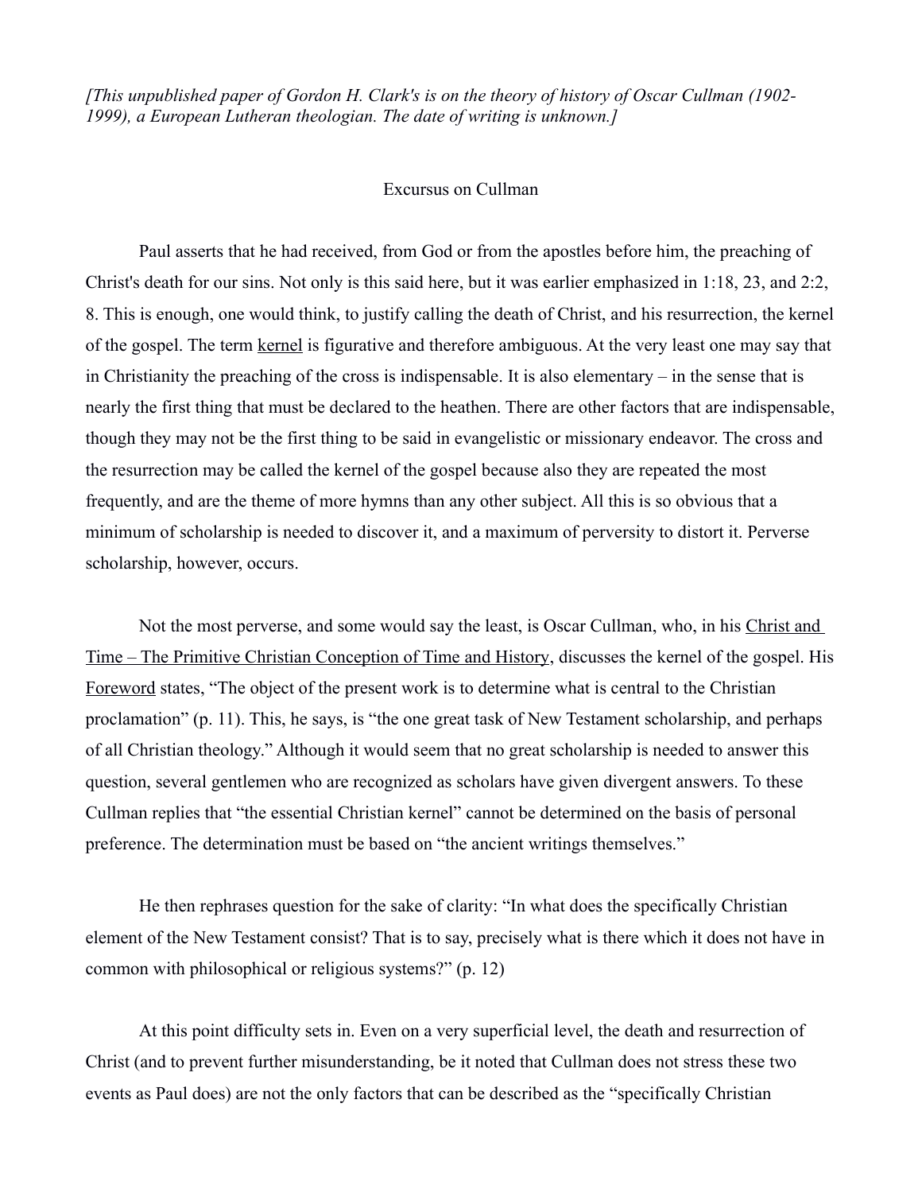*[This unpublished paper of Gordon H. Clark's is on the theory of history of Oscar Cullman (1902-1999), a European Lutheran theologian. The date of writing is unknown.]*

# Excursus on Cullman

Paul asserts that he had received, from God or from the apostles before him, the preaching of Christ's death for our sins. Not only is this said here, but it was earlier emphasized in 1:18, 23, and 2:2, 8. This is enough, one would think, to justify calling the death of Christ, and his resurrection, the kernel of the gospel. The term kernel is figurative and therefore ambiguous. At the very least one may say that in Christianity the preaching of the cross is indispensable. It is also elementary – in the sense that is nearly the first thing that must be declared to the heathen. There are other factors that are indispensable, though they may not be the first thing to be said in evangelistic or missionary endeavor. The cross and the resurrection may be called the kernel of the gospel because also they are repeated the most frequently, and are the theme of more hymns than any other subject. All this is so obvious that a minimum of scholarship is needed to discover it, and a maximum of perversity to distort it. Perverse scholarship, however, occurs.

Not the most perverse, and some would say the least, is Oscar Cullman, who, in his Christ and Time – The Primitive Christian Conception of Time and History, discusses the kernel of the gospel. His Foreword states, "The object of the present work is to determine what is central to the Christian proclamation" (p. 11). This, he says, is "the one great task of New Testament scholarship, and perhaps of all Christian theology." Although it would seem that no great scholarship is needed to answer this question, several gentlemen who are recognized as scholars have given divergent answers. To these Cullman replies that "the essential Christian kernel" cannot be determined on the basis of personal preference. The determination must be based on "the ancient writings themselves."

He then rephrases question for the sake of clarity: "In what does the specifically Christian element of the New Testament consist? That is to say, precisely what is there which it does not have in common with philosophical or religious systems?" (p. 12)

At this point difficulty sets in. Even on a very superficial level, the death and resurrection of Christ (and to prevent further misunderstanding, be it noted that Cullman does not stress these two events as Paul does) are not the only factors that can be described as the "specifically Christian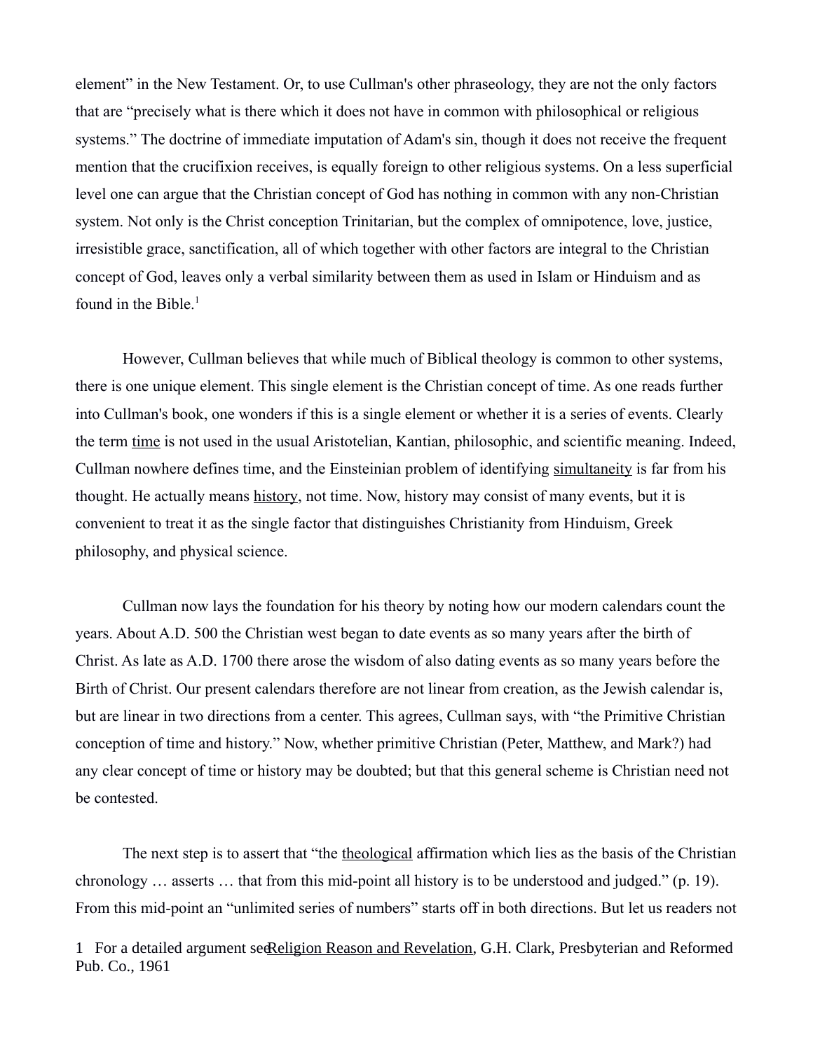element” in the New Testament. Or, to use Cullman's other phraseology, they are not the only factors that are “precisely what is there which it does not have in common with philosophical or religious systems.” The doctrine of immediate imputation of Adam's sin, though it does not receive the frequent mention that the crucifixion receives, is equally foreign to other religious systems. On a less superficial level one can argue that the Christian concept of God has nothing in common with any non-Christian system. Not only is the Christ conception Trinitarian, but the complex of omnipotence, love, justice, irresistible grace, sanctification, all of which together with other factors are integral to the Christian concept of God, leaves only a verbal similarity between them as used in Islam or Hinduism and as found in the Bible.[1]

However, Cullman believes that while much of Biblical theology is common to other systems, there is one unique element. This single element is the Christian concept of time. As one reads further into Cullman's book, one wonders if this is a single element or whether it is a series of events. Clearly the term <u>time</u> is not used in the usual Aristotelian, Kantian, philosophic, and scientific meaning. Indeed, Cullman nowhere defines time, and the Einsteinian problem of identifying <u>simultaneity</u> is far from his thought. He actually means <u>history</u>, not time. Now, history may consist of many events, but it is convenient to treat it as the single factor that distinguishes Christianity from Hinduism, Greek philosophy, and physical science.

Cullman now lays the foundation for his theory by noting how our modern calendars count the years. About A.D. 500 the Christian west began to date events as so many years after the birth of Christ. As late as A.D. 1700 there arose the wisdom of also dating events as so many years before the Birth of Christ. Our present calendars therefore are not linear from creation, as the Jewish calendar is, but are linear in two directions from a center. This agrees, Cullman says, with “the Primitive Christian conception of time and history.” Now, whether primitive Christian (Peter, Matthew, and Mark?) had any clear concept of time or history may be doubted; but that this general scheme is Christian need not be contested.

The next step is to assert that “the <u>theological</u> affirmation which lies as the basis of the Christian chronology … asserts … that from this mid-point all history is to be understood and judged.” (p. 19). From this mid-point an “unlimited series of numbers” starts off in both directions. But let us readers not

1 For a detailed argument see <u>Religion Reason and Revelation</u>, G.H. Clark, Presbyterian and Reformed Pub. Co., 1961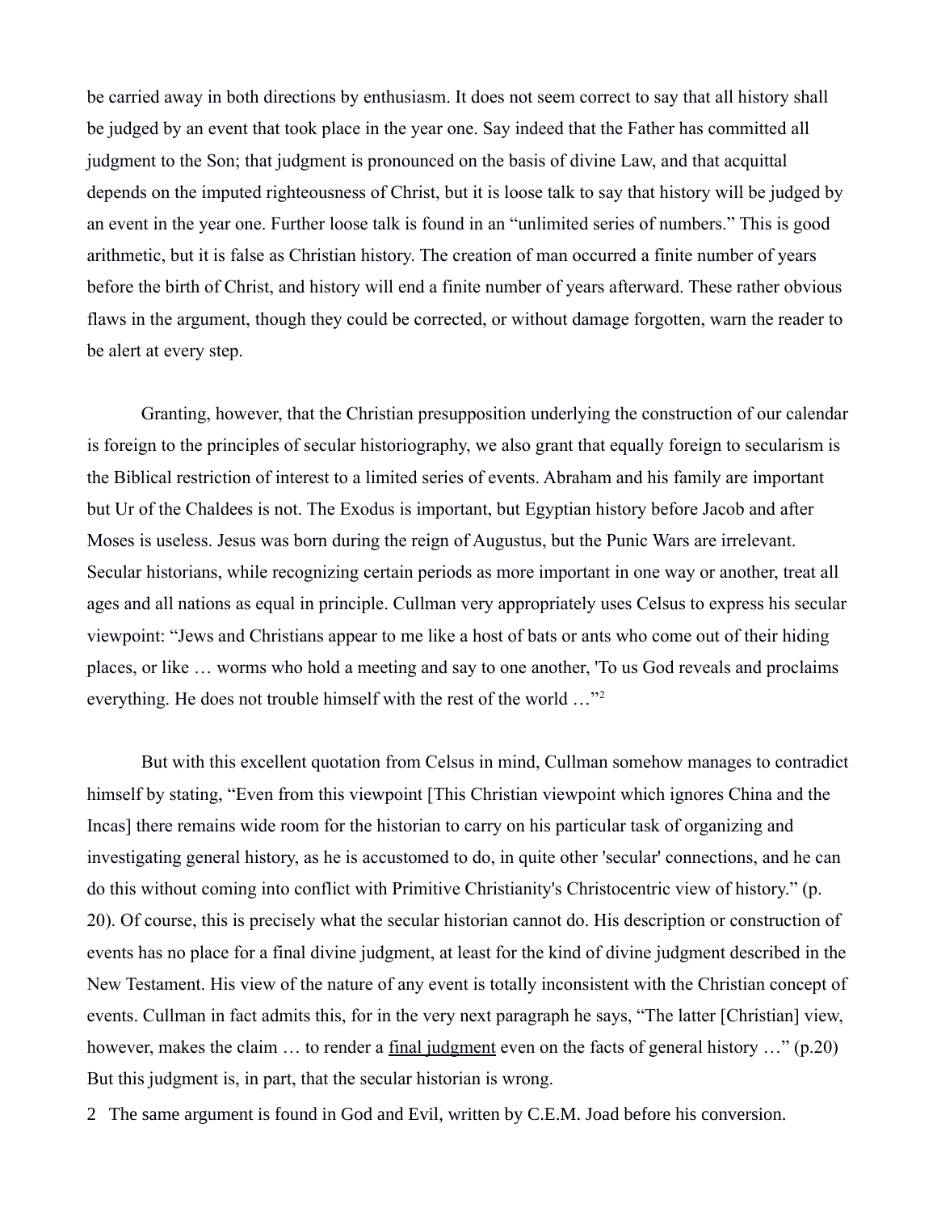be carried away in both directions by enthusiasm. It does not seem correct to say that all history shall be judged by an event that took place in the year one. Say indeed that the Father has committed all judgment to the Son; that judgment is pronounced on the basis of divine Law, and that acquittal depends on the imputed righteousness of Christ, but it is loose talk to say that history will be judged by an event in the year one. Further loose talk is found in an "unlimited series of numbers." This is good arithmetic, but it is false as Christian history. The creation of man occurred a finite number of years before the birth of Christ, and history will end a finite number of years afterward. These rather obvious flaws in the argument, though they could be corrected, or without damage forgotten, warn the reader to be alert at every step.

Granting, however, that the Christian presupposition underlying the construction of our calendar is foreign to the principles of secular historiography, we also grant that equally foreign to secularism is the Biblical restriction of interest to a limited series of events. Abraham and his family are important but Ur of the Chaldees is not. The Exodus is important, but Egyptian history before Jacob and after Moses is useless. Jesus was born during the reign of Augustus, but the Punic Wars are irrelevant. Secular historians, while recognizing certain periods as more important in one way or another, treat all ages and all nations as equal in principle. Cullman very appropriately uses Celsus to express his secular viewpoint: "Jews and Christians appear to me like a host of bats or ants who come out of their hiding places, or like … worms who hold a meeting and say to one another, 'To us God reveals and proclaims everything. He does not trouble himself with the rest of the world …"[2]

But with this excellent quotation from Celsus in mind, Cullman somehow manages to contradict himself by stating, "Even from this viewpoint [This Christian viewpoint which ignores China and the Incas] there remains wide room for the historian to carry on his particular task of organizing and investigating general history, as he is accustomed to do, in quite other 'secular' connections, and he can do this without coming into conflict with Primitive Christianity's Christocentric view of history." (p. 20). Of course, this is precisely what the secular historian cannot do. His description or construction of events has no place for a final divine judgment, at least for the kind of divine judgment described in the New Testament. His view of the nature of any event is totally inconsistent with the Christian concept of events. Cullman in fact admits this, for in the very next paragraph he says, "The latter [Christian] view, however, makes the claim … to render a <u>final judgment</u> even on the facts of general history …" (p.20) But this judgment is, in part, that the secular historian is wrong.

2 The same argument is found in God and Evil, written by C.E.M. Joad before his conversion.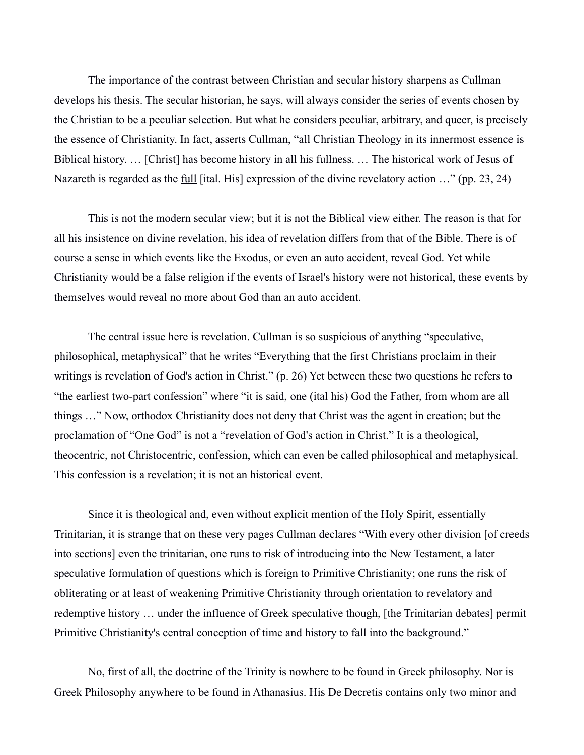The importance of the contrast between Christian and secular history sharpens as Cullman develops his thesis. The secular historian, he says, will always consider the series of events chosen by the Christian to be a peculiar selection. But what he considers peculiar, arbitrary, and queer, is precisely the essence of Christianity. In fact, asserts Cullman, "all Christian Theology in its innermost essence is Biblical history. … [Christ] has become history in all his fullness. … The historical work of Jesus of Nazareth is regarded as the <u>full</u> [ital. His] expression of the divine revelatory action …" (pp. 23, 24)

This is not the modern secular view; but it is not the Biblical view either. The reason is that for all his insistence on divine revelation, his idea of revelation differs from that of the Bible. There is of course a sense in which events like the Exodus, or even an auto accident, reveal God. Yet while Christianity would be a false religion if the events of Israel's history were not historical, these events by themselves would reveal no more about God than an auto accident.

The central issue here is revelation. Cullman is so suspicious of anything "speculative, philosophical, metaphysical" that he writes "Everything that the first Christians proclaim in their writings is revelation of God's action in Christ." (p. 26) Yet between these two questions he refers to "the earliest two-part confession" where "it is said, <u>one</u> (ital his) God the Father, from whom are all things …" Now, orthodox Christianity does not deny that Christ was the agent in creation; but the proclamation of "One God" is not a "revelation of God's action in Christ." It is a theological, theocentric, not Christocentric, confession, which can even be called philosophical and metaphysical. This confession is a revelation; it is not an historical event.

Since it is theological and, even without explicit mention of the Holy Spirit, essentially Trinitarian, it is strange that on these very pages Cullman declares "With every other division [of creeds into sections] even the trinitarian, one runs to risk of introducing into the New Testament, a later speculative formulation of questions which is foreign to Primitive Christianity; one runs the risk of obliterating or at least of weakening Primitive Christianity through orientation to revelatory and redemptive history … under the influence of Greek speculative though, [the Trinitarian debates] permit Primitive Christianity's central conception of time and history to fall into the background."

No, first of all, the doctrine of the Trinity is nowhere to be found in Greek philosophy. Nor is Greek Philosophy anywhere to be found in Athanasius. His <u>De Decretis</u> contains only two minor and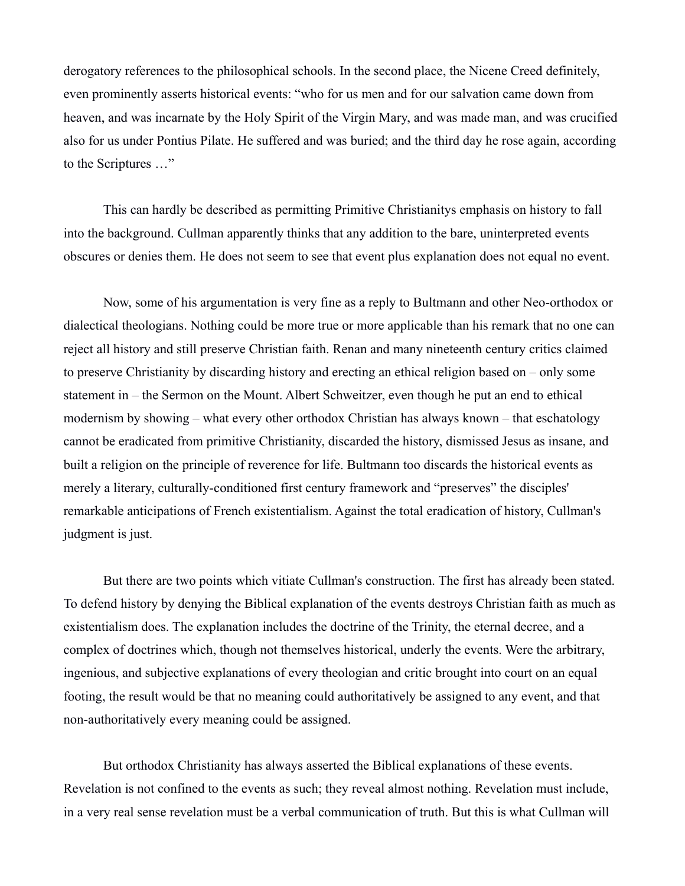derogatory references to the philosophical schools. In the second place, the Nicene Creed definitely, even prominently asserts historical events: “who for us men and for our salvation came down from heaven, and was incarnate by the Holy Spirit of the Virgin Mary, and was made man, and was crucified also for us under Pontius Pilate. He suffered and was buried; and the third day he rose again, according to the Scriptures …”

This can hardly be described as permitting Primitive Christianitys emphasis on history to fall into the background. Cullman apparently thinks that any addition to the bare, uninterpreted events obscures or denies them. He does not seem to see that event plus explanation does not equal no event.

Now, some of his argumentation is very fine as a reply to Bultmann and other Neo-orthodox or dialectical theologians. Nothing could be more true or more applicable than his remark that no one can reject all history and still preserve Christian faith. Renan and many nineteenth century critics claimed to preserve Christianity by discarding history and erecting an ethical religion based on – only some statement in – the Sermon on the Mount. Albert Schweitzer, even though he put an end to ethical modernism by showing – what every other orthodox Christian has always known – that eschatology cannot be eradicated from primitive Christianity, discarded the history, dismissed Jesus as insane, and built a religion on the principle of reverence for life. Bultmann too discards the historical events as merely a literary, culturally-conditioned first century framework and “preserves” the disciples' remarkable anticipations of French existentialism. Against the total eradication of history, Cullman's judgment is just.

But there are two points which vitiate Cullman's construction. The first has already been stated. To defend history by denying the Biblical explanation of the events destroys Christian faith as much as existentialism does. The explanation includes the doctrine of the Trinity, the eternal decree, and a complex of doctrines which, though not themselves historical, underly the events. Were the arbitrary, ingenious, and subjective explanations of every theologian and critic brought into court on an equal footing, the result would be that no meaning could authoritatively be assigned to any event, and that non-authoritatively every meaning could be assigned.

But orthodox Christianity has always asserted the Biblical explanations of these events. Revelation is not confined to the events as such; they reveal almost nothing. Revelation must include, in a very real sense revelation must be a verbal communication of truth. But this is what Cullman will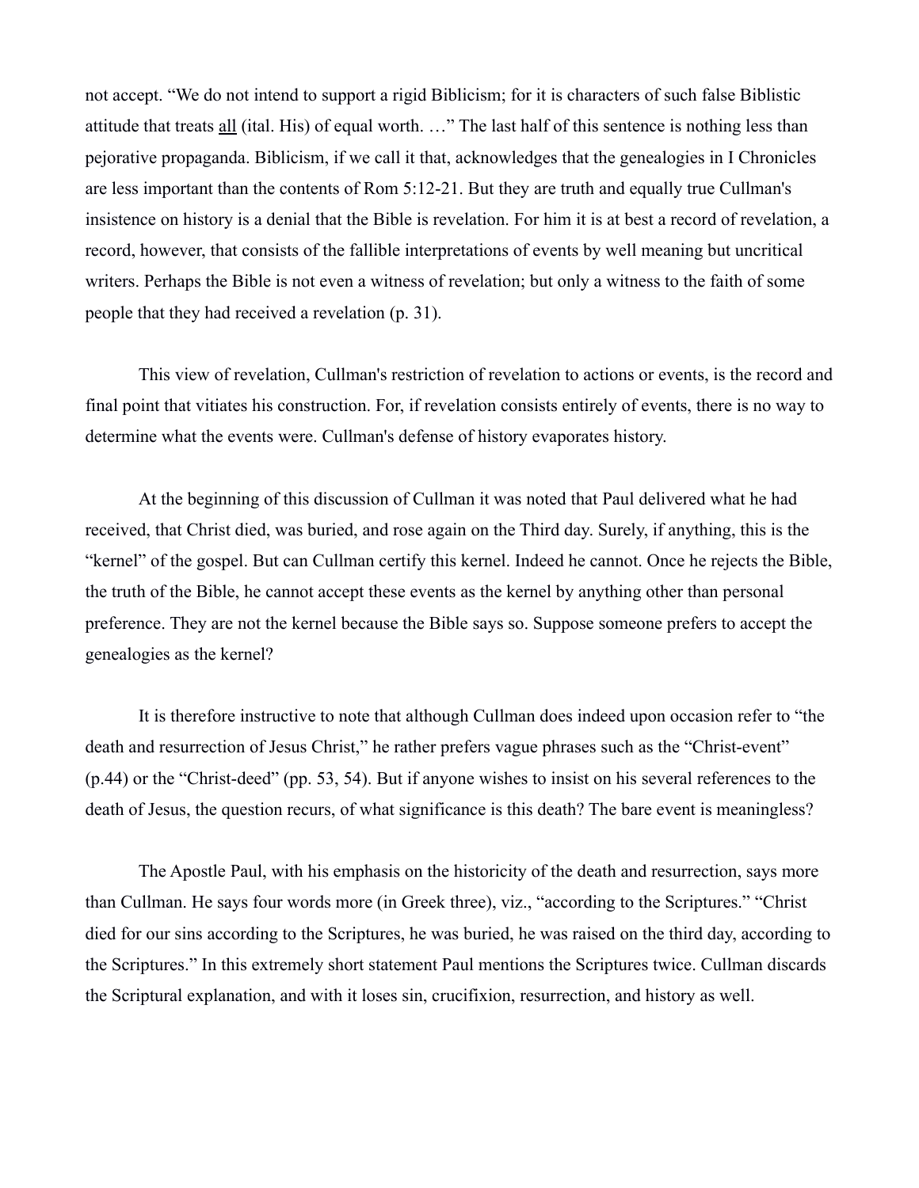not accept. "We do not intend to support a rigid Biblicism; for it is characters of such false Biblistic attitude that treats <u>all</u> (ital. His) of equal worth. …" The last half of this sentence is nothing less than pejorative propaganda. Biblicism, if we call it that, acknowledges that the genealogies in I Chronicles are less important than the contents of Rom 5:12-21. But they are truth and equally true Cullman's insistence on history is a denial that the Bible is revelation. For him it is at best a record of revelation, a record, however, that consists of the fallible interpretations of events by well meaning but uncritical writers. Perhaps the Bible is not even a witness of revelation; but only a witness to the faith of some people that they had received a revelation (p. 31).

This view of revelation, Cullman's restriction of revelation to actions or events, is the record and final point that vitiates his construction. For, if revelation consists entirely of events, there is no way to determine what the events were. Cullman's defense of history evaporates history.

At the beginning of this discussion of Cullman it was noted that Paul delivered what he had received, that Christ died, was buried, and rose again on the Third day. Surely, if anything, this is the "kernel" of the gospel. But can Cullman certify this kernel. Indeed he cannot. Once he rejects the Bible, the truth of the Bible, he cannot accept these events as the kernel by anything other than personal preference. They are not the kernel because the Bible says so. Suppose someone prefers to accept the genealogies as the kernel?

It is therefore instructive to note that although Cullman does indeed upon occasion refer to "the death and resurrection of Jesus Christ," he rather prefers vague phrases such as the "Christ-event" (p.44) or the "Christ-deed" (pp. 53, 54). But if anyone wishes to insist on his several references to the death of Jesus, the question recurs, of what significance is this death? The bare event is meaningless?

The Apostle Paul, with his emphasis on the historicity of the death and resurrection, says more than Cullman. He says four words more (in Greek three), viz., "according to the Scriptures." "Christ died for our sins according to the Scriptures, he was buried, he was raised on the third day, according to the Scriptures." In this extremely short statement Paul mentions the Scriptures twice. Cullman discards the Scriptural explanation, and with it loses sin, crucifixion, resurrection, and history as well.